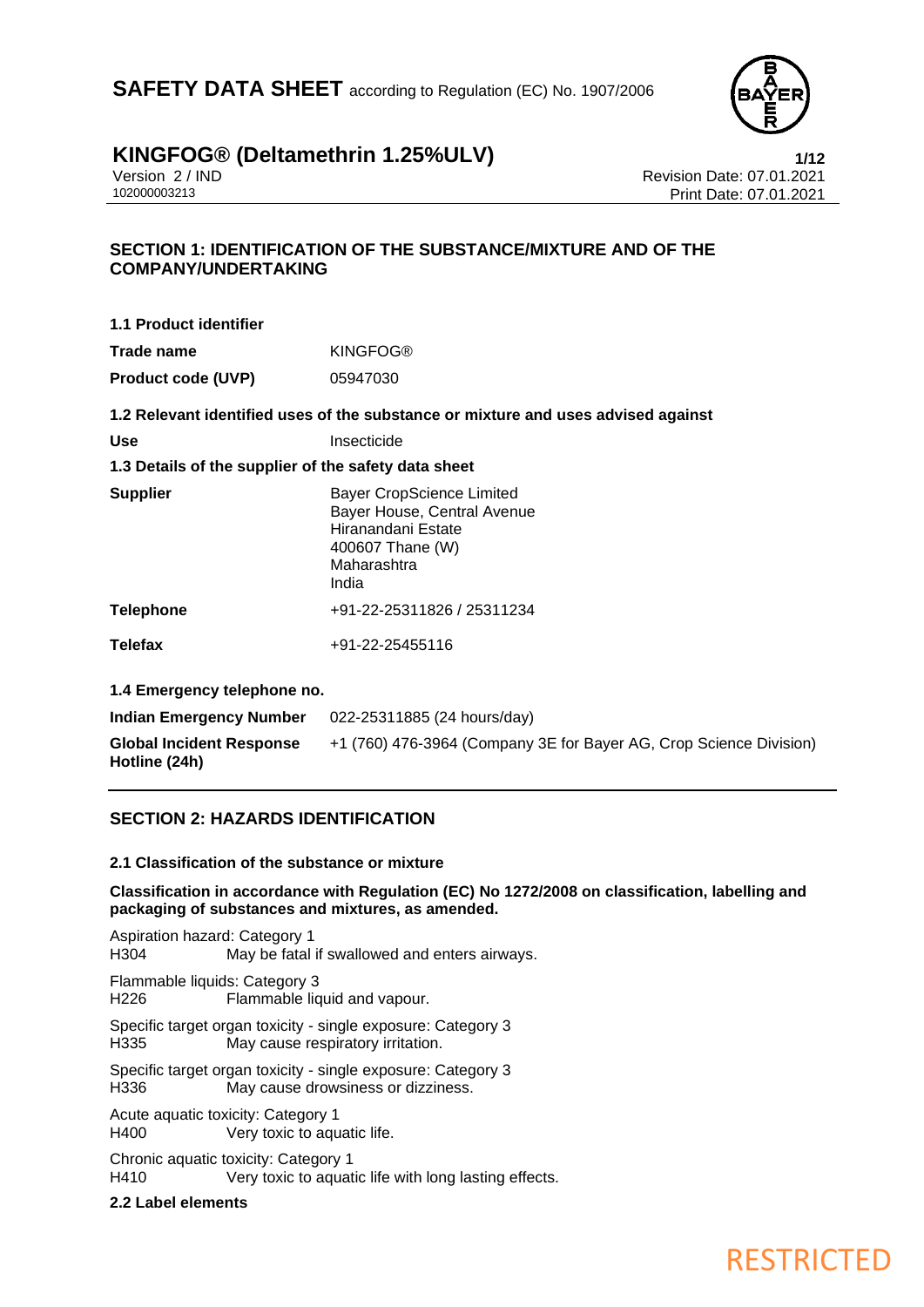# SAFETY DATA SHEET according to Regulation (EC) No. 1907/2006

## KINGFOG® (Deltamethrin 1.25%ULV)

Version 2 / IND
102000003213

Revision Date: 07.01.2021
Print Date: 07.01.2021

## SECTION 1: IDENTIFICATION OF THE SUBSTANCE/MIXTURE AND OF THE COMPANY/UNDERTAKING

### 1.1 Product identifier

| | |
|---|---|
| **Trade name** | KINGFOG® |
| **Product code (UVP)** | 05947030 |

### 1.2 Relevant identified uses of the substance or mixture and uses advised against

| | |
|---|---|
| **Use** | Insecticide |

### 1.3 Details of the supplier of the safety data sheet

| | |
|---|---|
| **Supplier** | Bayer CropScience Limited<br>Bayer House, Central Avenue<br>Hiranandani Estate<br>400607 Thane (W)<br>Maharashtra<br>India |
| **Telephone** | +91-22-25311826 / 25311234 |
| **Telefax** | +91-22-25455116 |

### 1.4 Emergency telephone no.

| | |
|---|---|
| **Indian Emergency Number** | 022-25311885 (24 hours/day) |
| **Global Incident Response Hotline (24h)** | +1 (760) 476-3964 (Company 3E for Bayer AG, Crop Science Division) |

## SECTION 2: HAZARDS IDENTIFICATION

### 2.1 Classification of the substance or mixture

**Classification in accordance with Regulation (EC) No 1272/2008 on classification, labelling and packaging of substances and mixtures, as amended.**

Aspiration hazard: Category 1
H304 May be fatal if swallowed and enters airways.

Flammable liquids: Category 3
H226 Flammable liquid and vapour.

Specific target organ toxicity - single exposure: Category 3
H335 May cause respiratory irritation.

Specific target organ toxicity - single exposure: Category 3
H336 May cause drowsiness or dizziness.

Acute aquatic toxicity: Category 1
H400 Very toxic to aquatic life.

Chronic aquatic toxicity: Category 1
H410 Very toxic to aquatic life with long lasting effects.

### 2.2 Label elements

RESTRICTED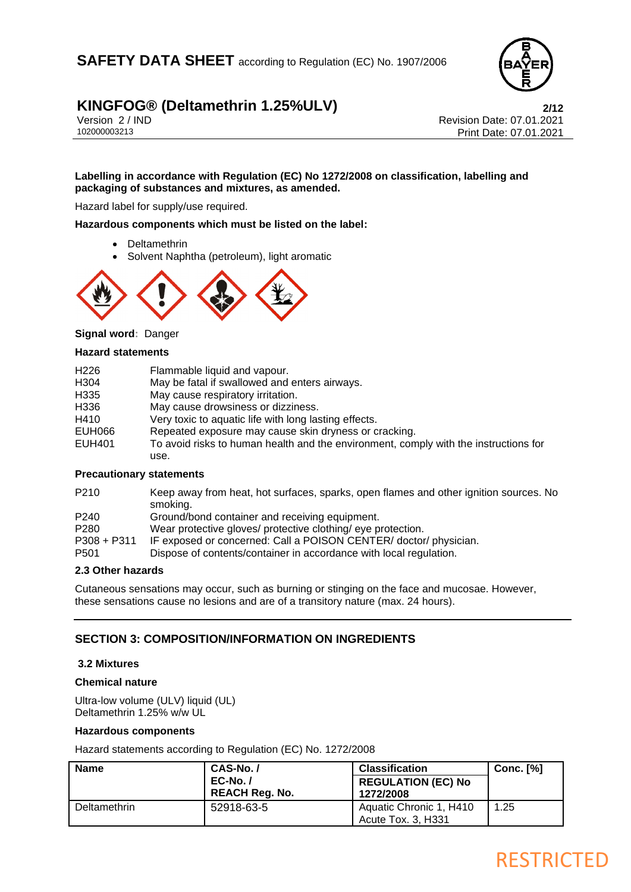**Labelling in accordance with Regulation (EC) No 1272/2008 on classification, labelling and packaging of substances and mixtures, as amended.**

Hazard label for supply/use required.

**Hazardous components which must be listed on the label:**

- Deltamethrin
- Solvent Naphtha (petroleum), light aromatic

**Signal word**: Danger

**Hazard statements**

| | |
|---|---|
| H226 | Flammable liquid and vapour. |
| H304 | May be fatal if swallowed and enters airways. |
| H335 | May cause respiratory irritation. |
| H336 | May cause drowsiness or dizziness. |
| H410 | Very toxic to aquatic life with long lasting effects. |
| EUH066 | Repeated exposure may cause skin dryness or cracking. |
| EUH401 | To avoid risks to human health and the environment, comply with the instructions for use. |

**Precautionary statements**

| | |
|---|---|
| P210 | Keep away from heat, hot surfaces, sparks, open flames and other ignition sources. No smoking. |
| P240 | Ground/bond container and receiving equipment. |
| P280 | Wear protective gloves/ protective clothing/ eye protection. |
| P308 + P311 | IF exposed or concerned: Call a POISON CENTER/ doctor/ physician. |
| P501 | Dispose of contents/container in accordance with local regulation. |

### 2.3 Other hazards

Cutaneous sensations may occur, such as burning or stinging on the face and mucosae. However, these sensations cause no lesions and are of a transitory nature (max. 24 hours).

## SECTION 3: COMPOSITION/INFORMATION ON INGREDIENTS

### 3.2 Mixtures

**Chemical nature**

Ultra-low volume (ULV) liquid (UL)
Deltamethrin 1.25% w/w UL

**Hazardous components**

Hazard statements according to Regulation (EC) No. 1272/2008

| Name | CAS-No. / EC-No. / REACH Reg. No. | Classification REGULATION (EC) No 1272/2008 | Conc. [%] |
|---|---|---|---|
| Deltamethrin | 52918-63-5 | Aquatic Chronic 1, H410<br>Acute Tox. 3, H331 | 1.25 |

RESTRICTED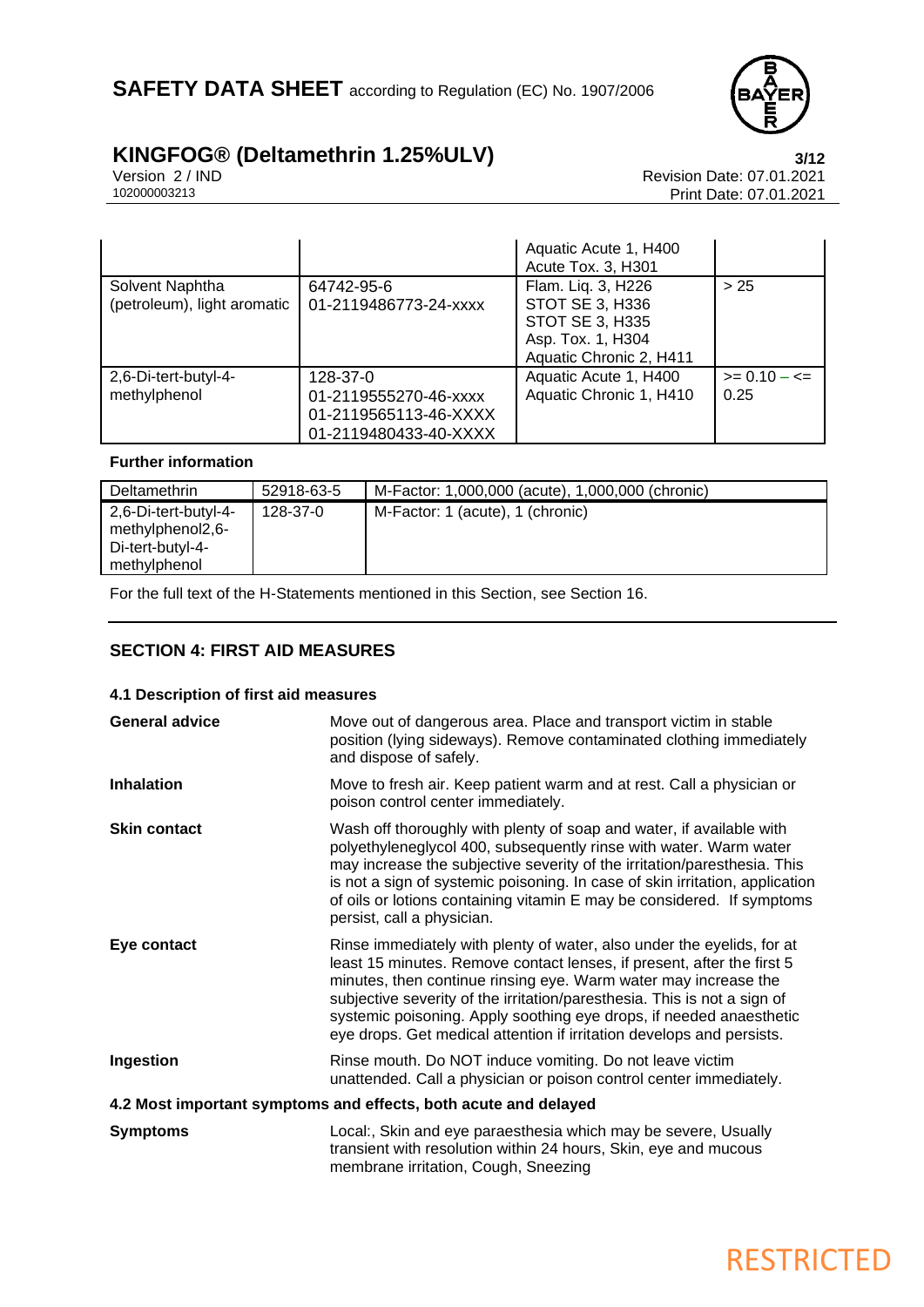| | | | |
|---|---|---|---|
| | | Aquatic Acute 1, H400<br>Acute Tox. 3, H301 | |
| Solvent Naphtha (petroleum), light aromatic | 64742-95-6<br>01-2119486773-24-xxxx | Flam. Liq. 3, H226<br>STOT SE 3, H336<br>STOT SE 3, H335<br>Asp. Tox. 1, H304<br>Aquatic Chronic 2, H411 | > 25 |
| 2,6-Di-tert-butyl-4-methylphenol | 128-37-0<br>01-2119555270-46-xxxx<br>01-2119565113-46-XXXX<br>01-2119480433-40-XXXX | Aquatic Acute 1, H400<br>Aquatic Chronic 1, H410 | >= 0.10 – <= 0.25 |

**Further information**

| | | |
|---|---|---|
| Deltamethrin | 52918-63-5 | M-Factor: 1,000,000 (acute), 1,000,000 (chronic) |
| 2,6-Di-tert-butyl-4-methylphenol2,6-Di-tert-butyl-4-methylphenol | 128-37-0 | M-Factor: 1 (acute), 1 (chronic) |

For the full text of the H-Statements mentioned in this Section, see Section 16.

## SECTION 4: FIRST AID MEASURES

### 4.1 Description of first aid measures

**General advice** Move out of dangerous area. Place and transport victim in stable position (lying sideways). Remove contaminated clothing immediately and dispose of safely.

**Inhalation** Move to fresh air. Keep patient warm and at rest. Call a physician or poison control center immediately.

**Skin contact** Wash off thoroughly with plenty of soap and water, if available with polyethyleneglycol 400, subsequently rinse with water. Warm water may increase the subjective severity of the irritation/paresthesia. This is not a sign of systemic poisoning. In case of skin irritation, application of oils or lotions containing vitamin E may be considered. If symptoms persist, call a physician.

**Eye contact** Rinse immediately with plenty of water, also under the eyelids, for at least 15 minutes. Remove contact lenses, if present, after the first 5 minutes, then continue rinsing eye. Warm water may increase the subjective severity of the irritation/paresthesia. This is not a sign of systemic poisoning. Apply soothing eye drops, if needed anaesthetic eye drops. Get medical attention if irritation develops and persists.

**Ingestion** Rinse mouth. Do NOT induce vomiting. Do not leave victim unattended. Call a physician or poison control center immediately.

### 4.2 Most important symptoms and effects, both acute and delayed

**Symptoms** Local:, Skin and eye paraesthesia which may be severe, Usually transient with resolution within 24 hours, Skin, eye and mucous membrane irritation, Cough, Sneezing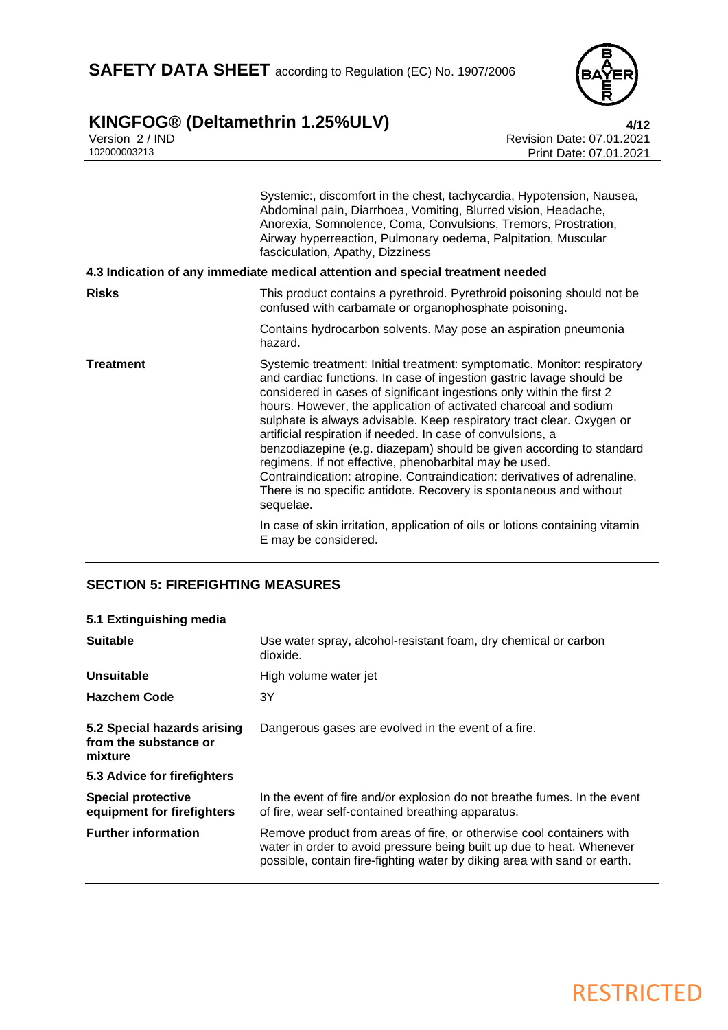| | |
|---|---|
| | Systemic:, discomfort in the chest, tachycardia, Hypotension, Nausea, Abdominal pain, Diarrhoea, Vomiting, Blurred vision, Headache, Anorexia, Somnolence, Coma, Convulsions, Tremors, Prostration, Airway hyperreaction, Pulmonary oedema, Palpitation, Muscular fasciculation, Apathy, Dizziness |

### 4.3 Indication of any immediate medical attention and special treatment needed

| | |
|---|---|
| **Risks** | This product contains a pyrethroid. Pyrethroid poisoning should not be confused with carbamate or organophosphate poisoning.<br><br>Contains hydrocarbon solvents. May pose an aspiration pneumonia hazard. |
| **Treatment** | Systemic treatment: Initial treatment: symptomatic. Monitor: respiratory and cardiac functions. In case of ingestion gastric lavage should be considered in cases of significant ingestions only within the first 2 hours. However, the application of activated charcoal and sodium sulphate is always advisable. Keep respiratory tract clear. Oxygen or artificial respiration if needed. In case of convulsions, a benzodiazepine (e.g. diazepam) should be given according to standard regimens. If not effective, phenobarbital may be used. Contraindication: atropine. Contraindication: derivatives of adrenaline. There is no specific antidote. Recovery is spontaneous and without sequelae.<br><br>In case of skin irritation, application of oils or lotions containing vitamin E may be considered. |

## SECTION 5: FIREFIGHTING MEASURES

### 5.1 Extinguishing media

| | |
|---|---|
| **Suitable** | Use water spray, alcohol-resistant foam, dry chemical or carbon dioxide. |
| **Unsuitable** | High volume water jet |
| **Hazchem Code** | 3Y |
| **5.2 Special hazards arising from the substance or mixture** | Dangerous gases are evolved in the event of a fire. |

### 5.3 Advice for firefighters

| | |
|---|---|
| **Special protective equipment for firefighters** | In the event of fire and/or explosion do not breathe fumes. In the event of fire, wear self-contained breathing apparatus. |
| **Further information** | Remove product from areas of fire, or otherwise cool containers with water in order to avoid pressure being built up due to heat. Whenever possible, contain fire-fighting water by diking area with sand or earth. |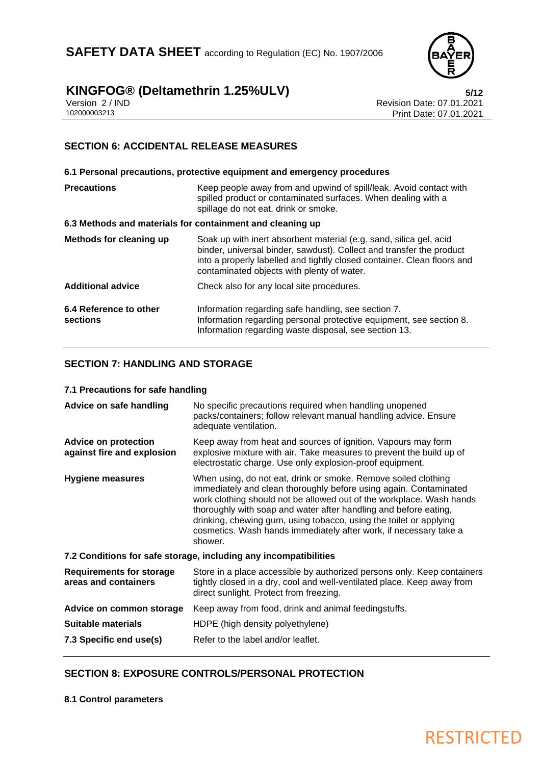## SECTION 6: ACCIDENTAL RELEASE MEASURES

### 6.1 Personal precautions, protective equipment and emergency procedures

**Precautions** Keep people away from and upwind of spill/leak. Avoid contact with spilled product or contaminated surfaces. When dealing with a spillage do not eat, drink or smoke.

### 6.3 Methods and materials for containment and cleaning up

**Methods for cleaning up** Soak up with inert absorbent material (e.g. sand, silica gel, acid binder, universal binder, sawdust). Collect and transfer the product into a properly labelled and tightly closed container. Clean floors and contaminated objects with plenty of water.

**Additional advice** Check also for any local site procedures.

**6.4 Reference to other sections** Information regarding safe handling, see section 7. Information regarding personal protective equipment, see section 8. Information regarding waste disposal, see section 13.

## SECTION 7: HANDLING AND STORAGE

### 7.1 Precautions for safe handling

**Advice on safe handling** No specific precautions required when handling unopened packs/containers; follow relevant manual handling advice. Ensure adequate ventilation.

**Advice on protection against fire and explosion** Keep away from heat and sources of ignition. Vapours may form explosive mixture with air. Take measures to prevent the build up of electrostatic charge. Use only explosion-proof equipment.

**Hygiene measures** When using, do not eat, drink or smoke. Remove soiled clothing immediately and clean thoroughly before using again. Contaminated work clothing should not be allowed out of the workplace. Wash hands thoroughly with soap and water after handling and before eating, drinking, chewing gum, using tobacco, using the toilet or applying cosmetics. Wash hands immediately after work, if necessary take a shower.

### 7.2 Conditions for safe storage, including any incompatibilities

**Requirements for storage areas and containers** Store in a place accessible by authorized persons only. Keep containers tightly closed in a dry, cool and well-ventilated place. Keep away from direct sunlight. Protect from freezing.

**Advice on common storage** Keep away from food, drink and animal feedingstuffs.

**Suitable materials** HDPE (high density polyethylene)

**7.3 Specific end use(s)** Refer to the label and/or leaflet.

## SECTION 8: EXPOSURE CONTROLS/PERSONAL PROTECTION

### 8.1 Control parameters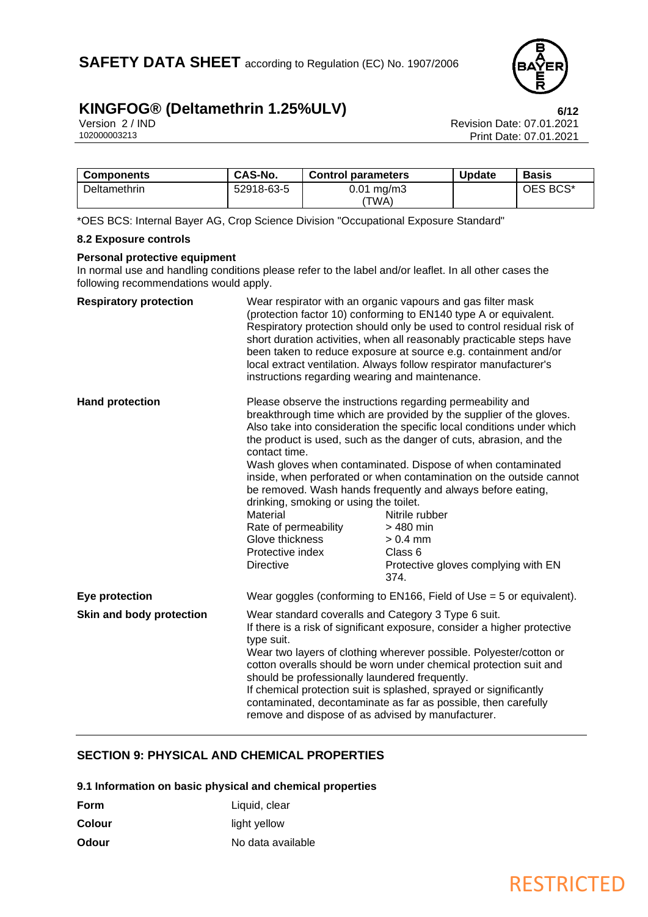| Components | CAS-No. | Control parameters | Update | Basis |
|---|---|---|---|---|
| Deltamethrin | 52918-63-5 | 0.01 mg/m3 (TWA) | | OES BCS* |

*OES BCS: Internal Bayer AG, Crop Science Division "Occupational Exposure Standard"

### 8.2 Exposure controls

**Personal protective equipment**

In normal use and handling conditions please refer to the label and/or leaflet. In all other cases the following recommendations would apply.

**Respiratory protection**

Wear respirator with an organic vapours and gas filter mask (protection factor 10) conforming to EN140 type A or equivalent. Respiratory protection should only be used to control residual risk of short duration activities, when all reasonably practicable steps have been taken to reduce exposure at source e.g. containment and/or local extract ventilation. Always follow respirator manufacturer's instructions regarding wearing and maintenance.

**Hand protection**

Please observe the instructions regarding permeability and breakthrough time which are provided by the supplier of the gloves. Also take into consideration the specific local conditions under which the product is used, such as the danger of cuts, abrasion, and the contact time.

Wash gloves when contaminated. Dispose of when contaminated inside, when perforated or when contamination on the outside cannot be removed. Wash hands frequently and always before eating, drinking, smoking or using the toilet.

| | |
|---|---|
| Material | Nitrile rubber |
| Rate of permeability | > 480 min |
| Glove thickness | > 0.4 mm |
| Protective index | Class 6 |
| Directive | Protective gloves complying with EN 374. |

**Eye protection**

Wear goggles (conforming to EN166, Field of Use = 5 or equivalent).

**Skin and body protection**

Wear standard coveralls and Category 3 Type 6 suit.
If there is a risk of significant exposure, consider a higher protective type suit.
Wear two layers of clothing wherever possible. Polyester/cotton or cotton overalls should be worn under chemical protection suit and should be professionally laundered frequently.
If chemical protection suit is splashed, sprayed or significantly contaminated, decontaminate as far as possible, then carefully remove and dispose of as advised by manufacturer.

## SECTION 9: PHYSICAL AND CHEMICAL PROPERTIES

### 9.1 Information on basic physical and chemical properties

| | |
|---|---|
| **Form** | Liquid, clear |
| **Colour** | light yellow |
| **Odour** | No data available |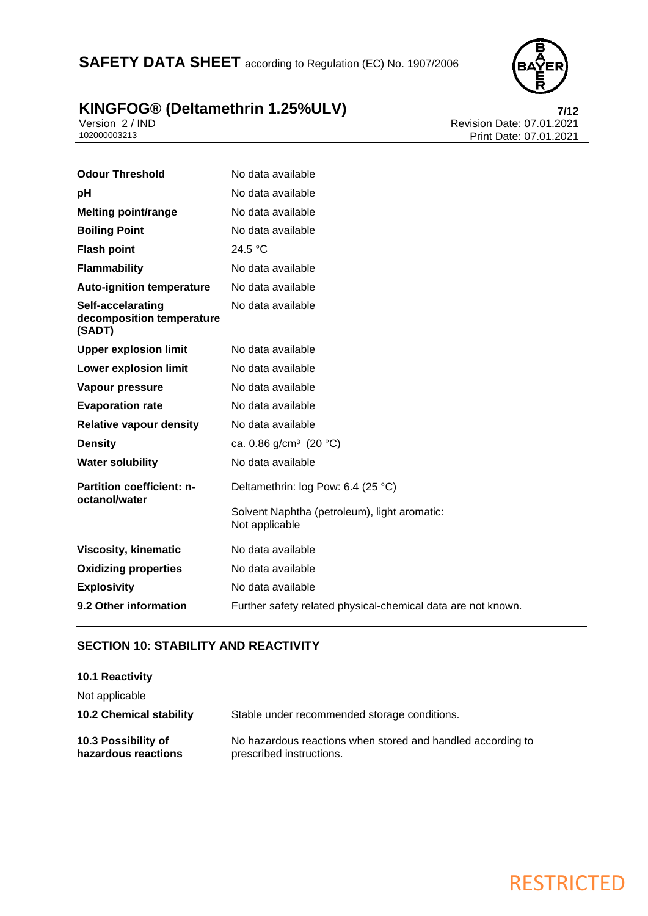| | |
|---|---|
| **Odour Threshold** | No data available |
| **pH** | No data available |
| **Melting point/range** | No data available |
| **Boiling Point** | No data available |
| **Flash point** | 24.5 °C |
| **Flammability** | No data available |
| **Auto-ignition temperature** | No data available |
| **Self-accelarating decomposition temperature (SADT)** | No data available |
| **Upper explosion limit** | No data available |
| **Lower explosion limit** | No data available |
| **Vapour pressure** | No data available |
| **Evaporation rate** | No data available |
| **Relative vapour density** | No data available |
| **Density** | ca. 0.86 g/cm³ (20 °C) |
| **Water solubility** | No data available |
| **Partition coefficient: n-octanol/water** | Deltamethrin: log Pow: 6.4 (25 °C)<br>Solvent Naphtha (petroleum), light aromatic: Not applicable |
| **Viscosity, kinematic** | No data available |
| **Oxidizing properties** | No data available |
| **Explosivity** | No data available |
| **9.2 Other information** | Further safety related physical-chemical data are not known. |

## SECTION 10: STABILITY AND REACTIVITY

**10.1 Reactivity**

Not applicable

**10.2 Chemical stability** Stable under recommended storage conditions.

**10.3 Possibility of hazardous reactions** No hazardous reactions when stored and handled according to prescribed instructions.

RESTRICTED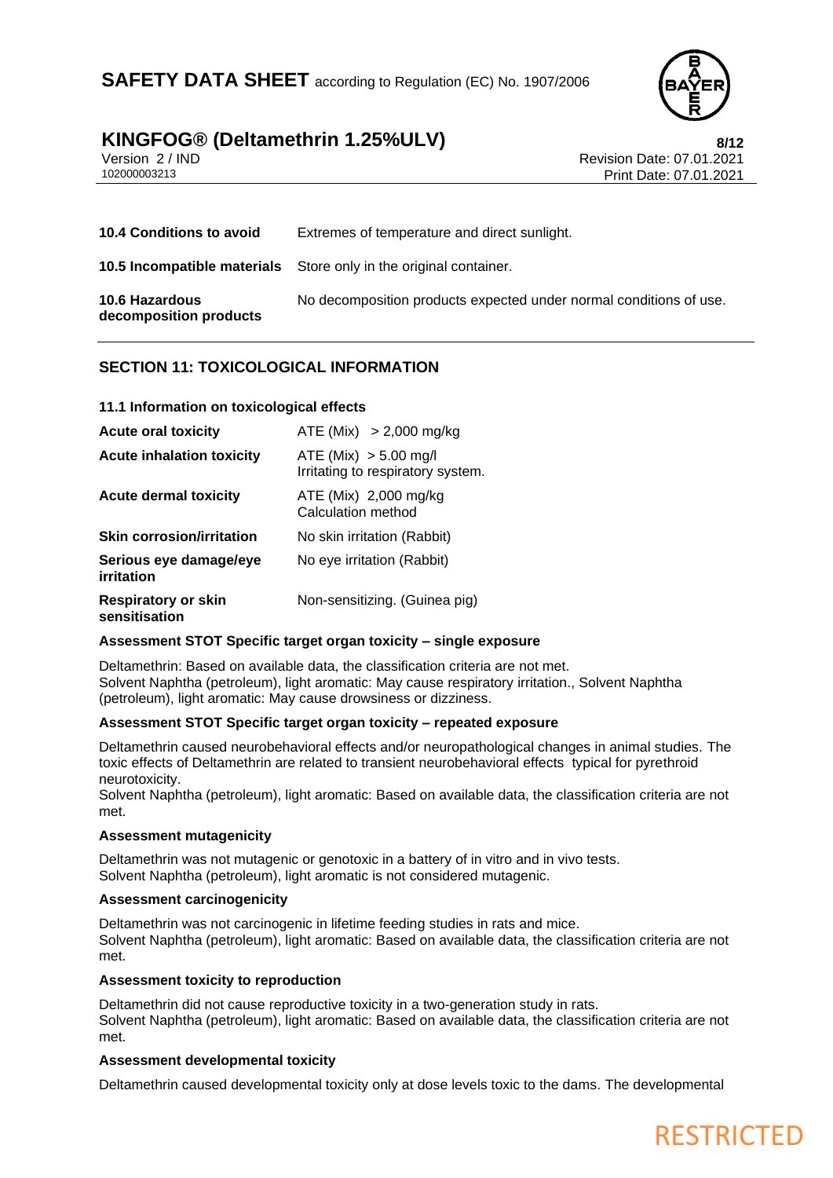| | |
|---|---|
| **10.4 Conditions to avoid** | Extremes of temperature and direct sunlight. |
| **10.5 Incompatible materials** | Store only in the original container. |
| **10.6 Hazardous decomposition products** | No decomposition products expected under normal conditions of use. |

## SECTION 11: TOXICOLOGICAL INFORMATION

### 11.1 Information on toxicological effects

| | |
|---|---|
| **Acute oral toxicity** | ATE (Mix) > 2,000 mg/kg |
| **Acute inhalation toxicity** | ATE (Mix) > 5.00 mg/l<br>Irritating to respiratory system. |
| **Acute dermal toxicity** | ATE (Mix) 2,000 mg/kg<br>Calculation method |
| **Skin corrosion/irritation** | No skin irritation (Rabbit) |
| **Serious eye damage/eye irritation** | No eye irritation (Rabbit) |
| **Respiratory or skin sensitisation** | Non-sensitizing. (Guinea pig) |

**Assessment STOT Specific target organ toxicity – single exposure**

Deltamethrin: Based on available data, the classification criteria are not met.
Solvent Naphtha (petroleum), light aromatic: May cause respiratory irritation., Solvent Naphtha (petroleum), light aromatic: May cause drowsiness or dizziness.

**Assessment STOT Specific target organ toxicity – repeated exposure**

Deltamethrin caused neurobehavioral effects and/or neuropathological changes in animal studies. The toxic effects of Deltamethrin are related to transient neurobehavioral effects typical for pyrethroid neurotoxicity.
Solvent Naphtha (petroleum), light aromatic: Based on available data, the classification criteria are not met.

**Assessment mutagenicity**

Deltamethrin was not mutagenic or genotoxic in a battery of in vitro and in vivo tests.
Solvent Naphtha (petroleum), light aromatic is not considered mutagenic.

**Assessment carcinogenicity**

Deltamethrin was not carcinogenic in lifetime feeding studies in rats and mice.
Solvent Naphtha (petroleum), light aromatic: Based on available data, the classification criteria are not met.

**Assessment toxicity to reproduction**

Deltamethrin did not cause reproductive toxicity in a two-generation study in rats.
Solvent Naphtha (petroleum), light aromatic: Based on available data, the classification criteria are not met.

**Assessment developmental toxicity**

Deltamethrin caused developmental toxicity only at dose levels toxic to the dams. The developmental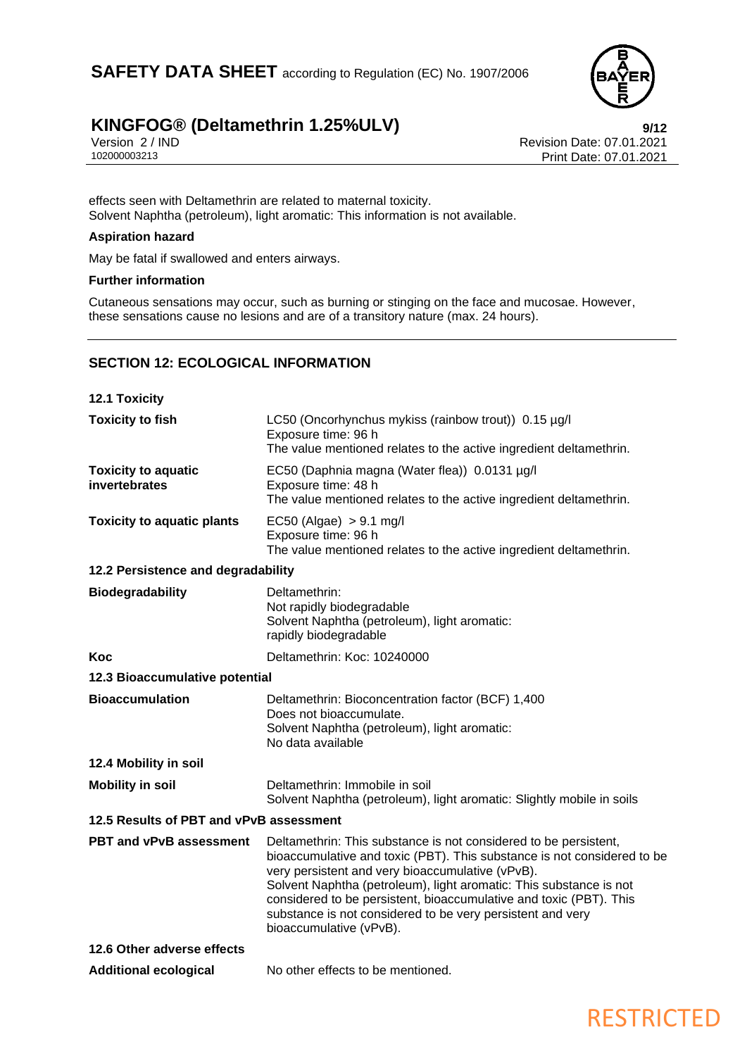effects seen with Deltamethrin are related to maternal toxicity.
Solvent Naphtha (petroleum), light aromatic: This information is not available.

**Aspiration hazard**

May be fatal if swallowed and enters airways.

**Further information**

Cutaneous sensations may occur, such as burning or stinging on the face and mucosae. However, these sensations cause no lesions and are of a transitory nature (max. 24 hours).

## SECTION 12: ECOLOGICAL INFORMATION

**12.1 Toxicity**

| | |
|---|---|
| **Toxicity to fish** | LC50 (Oncorhynchus mykiss (rainbow trout)) 0.15 µg/l<br>Exposure time: 96 h<br>The value mentioned relates to the active ingredient deltamethrin. |
| **Toxicity to aquatic invertebrates** | EC50 (Daphnia magna (Water flea)) 0.0131 µg/l<br>Exposure time: 48 h<br>The value mentioned relates to the active ingredient deltamethrin. |
| **Toxicity to aquatic plants** | EC50 (Algae) > 9.1 mg/l<br>Exposure time: 96 h<br>The value mentioned relates to the active ingredient deltamethrin. |

**12.2 Persistence and degradability**

| | |
|---|---|
| **Biodegradability** | Deltamethrin:<br>Not rapidly biodegradable<br>Solvent Naphtha (petroleum), light aromatic:<br>rapidly biodegradable |
| **Koc** | Deltamethrin: Koc: 10240000 |

**12.3 Bioaccumulative potential**

| | |
|---|---|
| **Bioaccumulation** | Deltamethrin: Bioconcentration factor (BCF) 1,400<br>Does not bioaccumulate.<br>Solvent Naphtha (petroleum), light aromatic:<br>No data available |

**12.4 Mobility in soil**

| | |
|---|---|
| **Mobility in soil** | Deltamethrin: Immobile in soil<br>Solvent Naphtha (petroleum), light aromatic: Slightly mobile in soils |

**12.5 Results of PBT and vPvB assessment**

| | |
|---|---|
| **PBT and vPvB assessment** | Deltamethrin: This substance is not considered to be persistent, bioaccumulative and toxic (PBT). This substance is not considered to be very persistent and very bioaccumulative (vPvB).<br>Solvent Naphtha (petroleum), light aromatic: This substance is not considered to be persistent, bioaccumulative and toxic (PBT). This substance is not considered to be very persistent and very bioaccumulative (vPvB). |

**12.6 Other adverse effects**

| | |
|---|---|
| **Additional ecological** | No other effects to be mentioned. |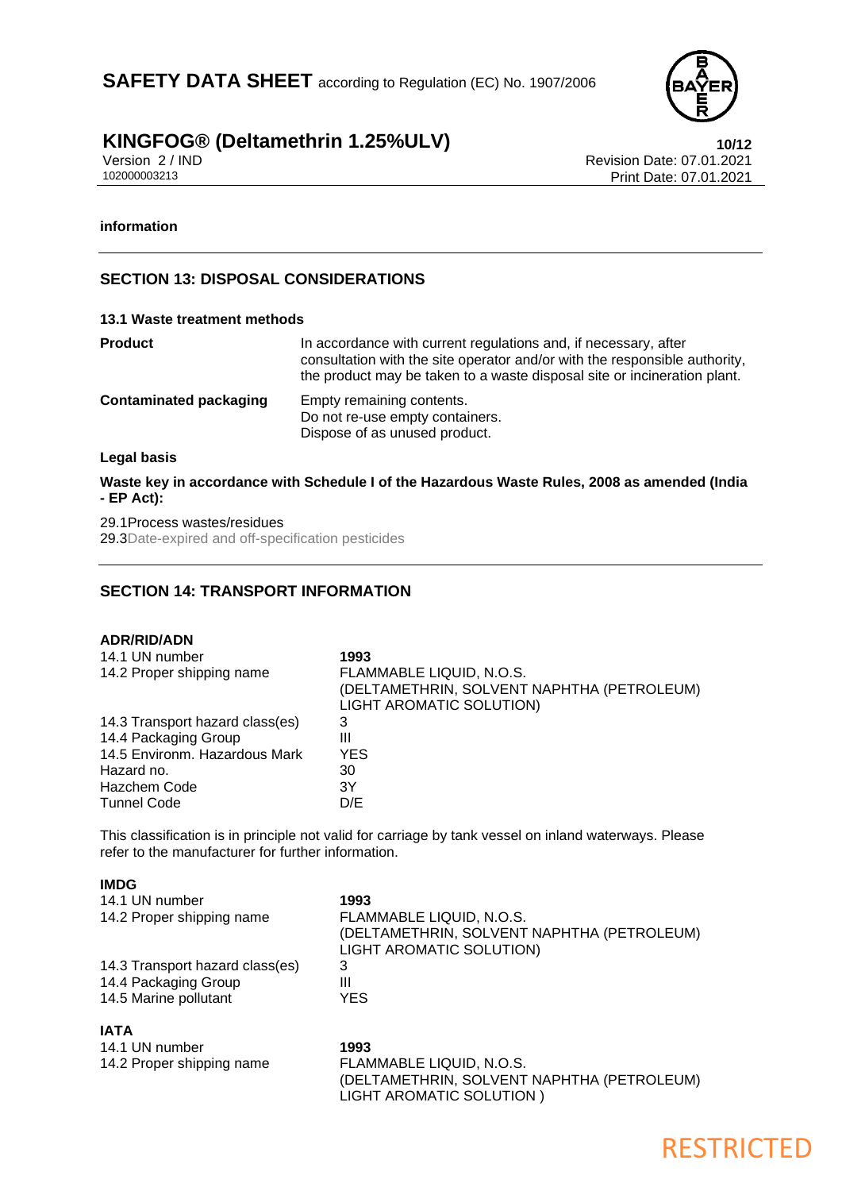**information**

## SECTION 13: DISPOSAL CONSIDERATIONS

### 13.1 Waste treatment methods

| | |
|---|---|
| **Product** | In accordance with current regulations and, if necessary, after consultation with the site operator and/or with the responsible authority, the product may be taken to a waste disposal site or incineration plant. |
| **Contaminated packaging** | Empty remaining contents.<br>Do not re-use empty containers.<br>Dispose of as unused product. |

**Legal basis**

**Waste key in accordance with Schedule I of the Hazardous Waste Rules, 2008 as amended (India - EP Act):**

29.1Process wastes/residues
29.3Date-expired and off-specification pesticides

## SECTION 14: TRANSPORT INFORMATION

**ADR/RID/ADN**

| | |
|---|---|
| 14.1 UN number | **1993** |
| 14.2 Proper shipping name | FLAMMABLE LIQUID, N.O.S. (DELTAMETHRIN, SOLVENT NAPHTHA (PETROLEUM) LIGHT AROMATIC SOLUTION) |
| 14.3 Transport hazard class(es) | 3 |
| 14.4 Packaging Group | III |
| 14.5 Environm. Hazardous Mark | YES |
| Hazard no. | 30 |
| Hazchem Code | 3Y |
| Tunnel Code | D/E |

This classification is in principle not valid for carriage by tank vessel on inland waterways. Please refer to the manufacturer for further information.

**IMDG**

| | |
|---|---|
| 14.1 UN number | **1993** |
| 14.2 Proper shipping name | FLAMMABLE LIQUID, N.O.S. (DELTAMETHRIN, SOLVENT NAPHTHA (PETROLEUM) LIGHT AROMATIC SOLUTION) |
| 14.3 Transport hazard class(es) | 3 |
| 14.4 Packaging Group | III |
| 14.5 Marine pollutant | YES |

**IATA**

| | |
|---|---|
| 14.1 UN number | **1993** |
| 14.2 Proper shipping name | FLAMMABLE LIQUID, N.O.S. (DELTAMETHRIN, SOLVENT NAPHTHA (PETROLEUM) LIGHT AROMATIC SOLUTION ) |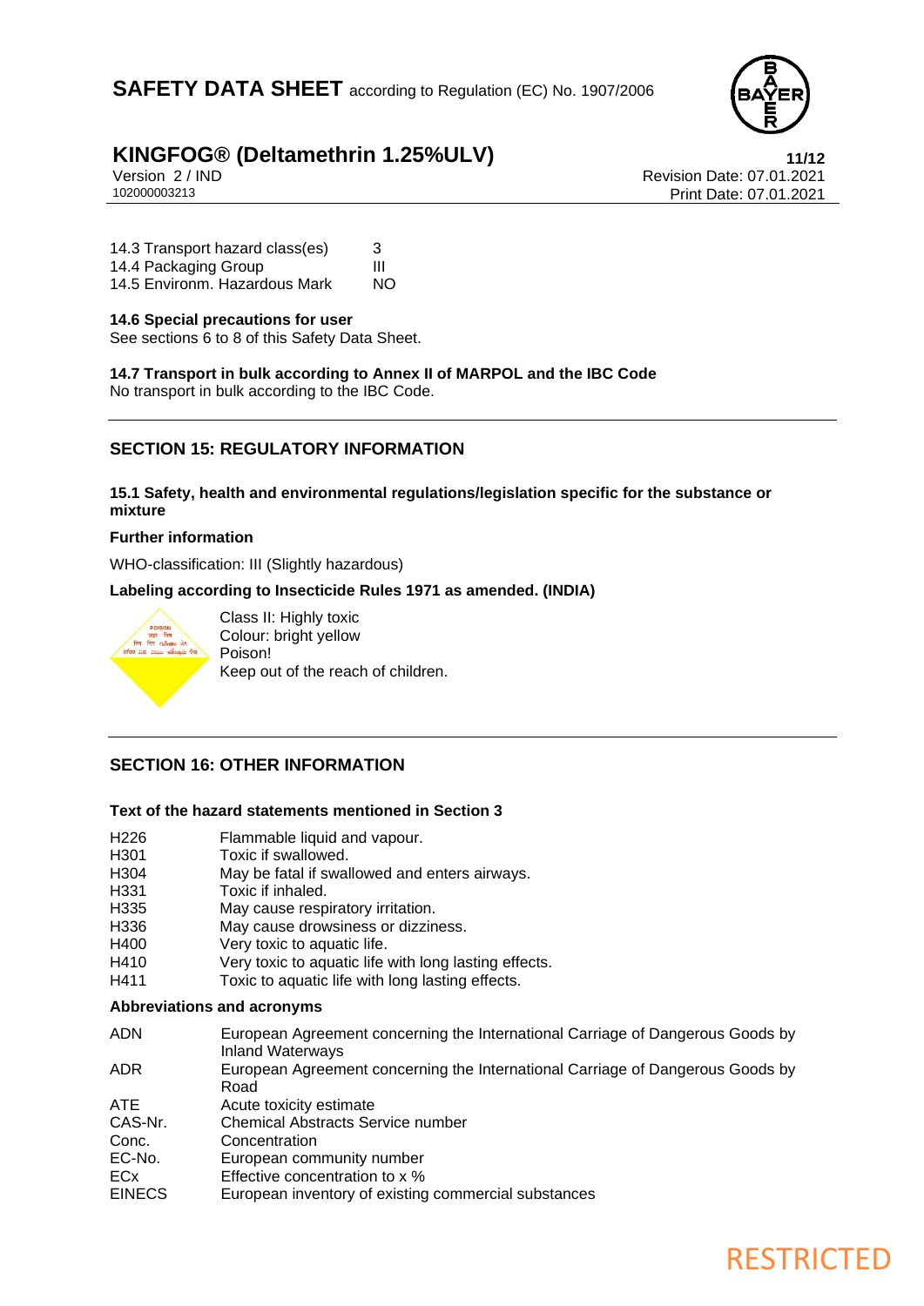| | |
|---|---|
| 14.3 Transport hazard class(es) | 3 |
| 14.4 Packaging Group | III |
| 14.5 Environm. Hazardous Mark | NO |

**14.6 Special precautions for user**

See sections 6 to 8 of this Safety Data Sheet.

**14.7 Transport in bulk according to Annex II of MARPOL and the IBC Code**

No transport in bulk according to the IBC Code.

## SECTION 15: REGULATORY INFORMATION

### 15.1 Safety, health and environmental regulations/legislation specific for the substance or mixture

**Further information**

WHO-classification: III (Slightly hazardous)

**Labeling according to Insecticide Rules 1971 as amended. (INDIA)**

Class II: Highly toxic
Colour: bright yellow
Poison!
Keep out of the reach of children.

## SECTION 16: OTHER INFORMATION

**Text of the hazard statements mentioned in Section 3**

| | |
|---|---|
| H226 | Flammable liquid and vapour. |
| H301 | Toxic if swallowed. |
| H304 | May be fatal if swallowed and enters airways. |
| H331 | Toxic if inhaled. |
| H335 | May cause respiratory irritation. |
| H336 | May cause drowsiness or dizziness. |
| H400 | Very toxic to aquatic life. |
| H410 | Very toxic to aquatic life with long lasting effects. |
| H411 | Toxic to aquatic life with long lasting effects. |

**Abbreviations and acronyms**

| | |
|---|---|
| ADN | European Agreement concerning the International Carriage of Dangerous Goods by Inland Waterways |
| ADR | European Agreement concerning the International Carriage of Dangerous Goods by Road |
| ATE | Acute toxicity estimate |
| CAS-Nr. | Chemical Abstracts Service number |
| Conc. | Concentration |
| EC-No. | European community number |
| ECx | Effective concentration to x % |
| EINECS | European inventory of existing commercial substances |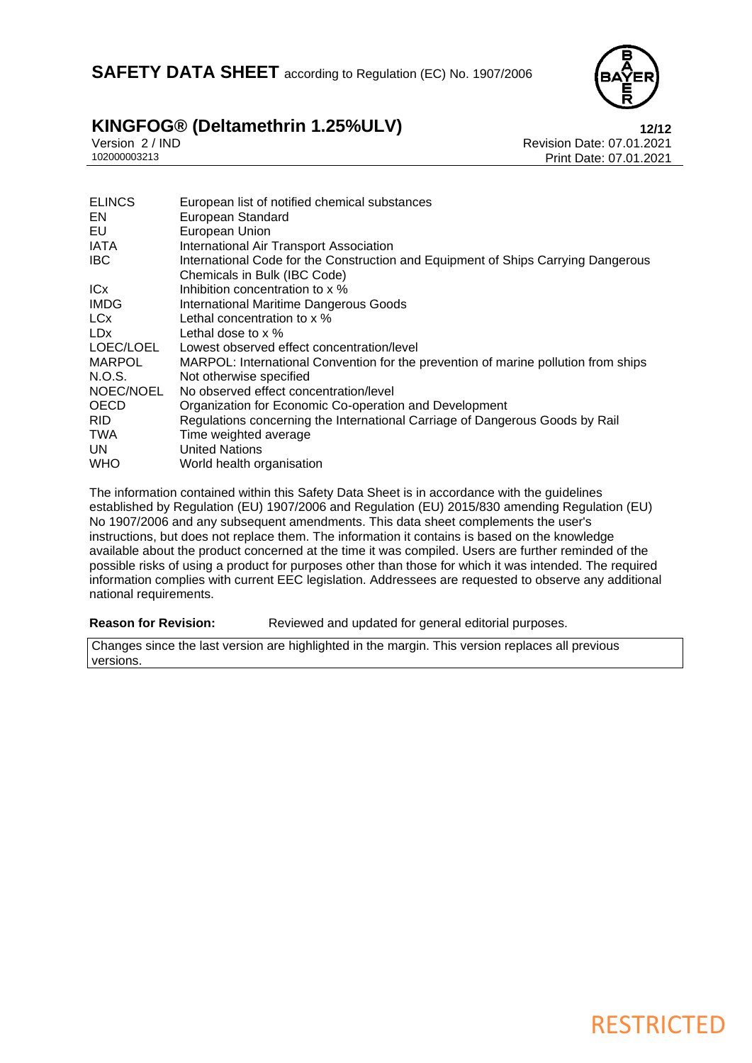| | |
|---|---|
| ELINCS | European list of notified chemical substances |
| EN | European Standard |
| EU | European Union |
| IATA | International Air Transport Association |
| IBC | International Code for the Construction and Equipment of Ships Carrying Dangerous Chemicals in Bulk (IBC Code) |
| ICx | Inhibition concentration to x % |
| IMDG | International Maritime Dangerous Goods |
| LCx | Lethal concentration to x % |
| LDx | Lethal dose to x % |
| LOEC/LOEL | Lowest observed effect concentration/level |
| MARPOL | MARPOL: International Convention for the prevention of marine pollution from ships |
| N.O.S. | Not otherwise specified |
| NOEC/NOEL | No observed effect concentration/level |
| OECD | Organization for Economic Co-operation and Development |
| RID | Regulations concerning the International Carriage of Dangerous Goods by Rail |
| TWA | Time weighted average |
| UN | United Nations |
| WHO | World health organisation |

The information contained within this Safety Data Sheet is in accordance with the guidelines established by Regulation (EU) 1907/2006 and Regulation (EU) 2015/830 amending Regulation (EU) No 1907/2006 and any subsequent amendments. This data sheet complements the user's instructions, but does not replace them. The information it contains is based on the knowledge available about the product concerned at the time it was compiled. Users are further reminded of the possible risks of using a product for purposes other than those for which it was intended. The required information complies with current EEC legislation. Addressees are requested to observe any additional national requirements.

**Reason for Revision:** Reviewed and updated for general editorial purposes.

Changes since the last version are highlighted in the margin. This version replaces all previous versions.

RESTRICTED